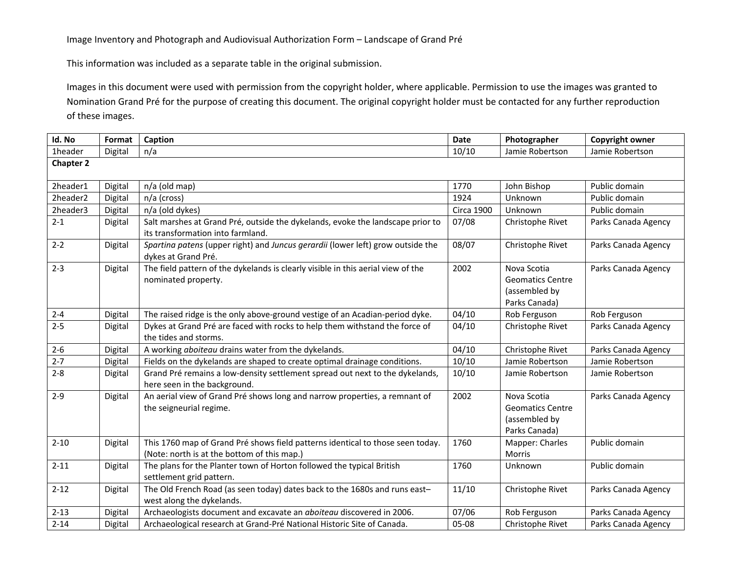Image Inventory and Photograph and Audiovisual Authorization Form – Landscape of Grand Pré

This information was included as a separate table in the original submission.

Images in this document were used with permission from the copyright holder, where applicable. Permission to use the images was granted to Nomination Grand Pré for the purpose of creating this document. The original copyright holder must be contacted for any further reproduction of these images.

| Id. No | Format | Caption | Date | Photographer | Copyright owner |
|---|---|---|---|---|---|
| 1header | Digital | n/a | 10/10 | Jamie Robertson | Jamie Robertson |
| **Chapter 2** | | | | | |
| 2header1 | Digital | n/a (old map) | 1770 | John Bishop | Public domain |
| 2header2 | Digital | n/a (cross) | 1924 | Unknown | Public domain |
| 2header3 | Digital | n/a (old dykes) | Circa 1900 | Unknown | Public domain |
| 2-1 | Digital | Salt marshes at Grand Pré, outside the dykelands, evoke the landscape prior to its transformation into farmland. | 07/08 | Christophe Rivet | Parks Canada Agency |
| 2-2 | Digital | *Spartina patens* (upper right) and *Juncus gerardii* (lower left) grow outside the dykes at Grand Pré. | 08/07 | Christophe Rivet | Parks Canada Agency |
| 2-3 | Digital | The field pattern of the dykelands is clearly visible in this aerial view of the nominated property. | 2002 | Nova Scotia Geomatics Centre (assembled by Parks Canada) | Parks Canada Agency |
| 2-4 | Digital | The raised ridge is the only above-ground vestige of an Acadian-period dyke. | 04/10 | Rob Ferguson | Rob Ferguson |
| 2-5 | Digital | Dykes at Grand Pré are faced with rocks to help them withstand the force of the tides and storms. | 04/10 | Christophe Rivet | Parks Canada Agency |
| 2-6 | Digital | A working *aboiteau* drains water from the dykelands. | 04/10 | Christophe Rivet | Parks Canada Agency |
| 2-7 | Digital | Fields on the dykelands are shaped to create optimal drainage conditions. | 10/10 | Jamie Robertson | Jamie Robertson |
| 2-8 | Digital | Grand Pré remains a low-density settlement spread out next to the dykelands, here seen in the background. | 10/10 | Jamie Robertson | Jamie Robertson |
| 2-9 | Digital | An aerial view of Grand Pré shows long and narrow properties, a remnant of the seigneurial regime. | 2002 | Nova Scotia Geomatics Centre (assembled by Parks Canada) | Parks Canada Agency |
| 2-10 | Digital | This 1760 map of Grand Pré shows field patterns identical to those seen today. (Note: north is at the bottom of this map.) | 1760 | Mapper: Charles Morris | Public domain |
| 2-11 | Digital | The plans for the Planter town of Horton followed the typical British settlement grid pattern. | 1760 | Unknown | Public domain |
| 2-12 | Digital | The Old French Road (as seen today) dates back to the 1680s and runs east–west along the dykelands. | 11/10 | Christophe Rivet | Parks Canada Agency |
| 2-13 | Digital | Archaeologists document and excavate an *aboiteau* discovered in 2006. | 07/06 | Rob Ferguson | Parks Canada Agency |
| 2-14 | Digital | Archaeological research at Grand-Pré National Historic Site of Canada. | 05-08 | Christophe Rivet | Parks Canada Agency |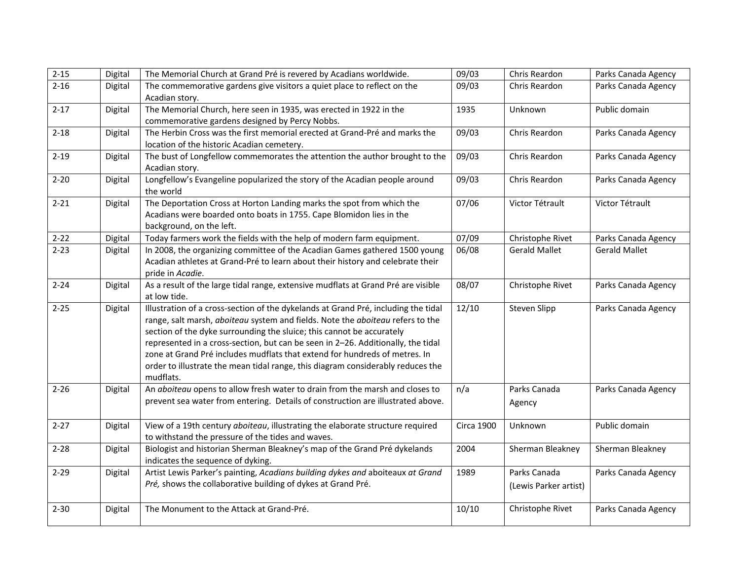| | | | | | |
|---|---|---|---|---|---|
| 2-15 | Digital | The Memorial Church at Grand Pré is revered by Acadians worldwide. | 09/03 | Chris Reardon | Parks Canada Agency |
| 2-16 | Digital | The commemorative gardens give visitors a quiet place to reflect on the Acadian story. | 09/03 | Chris Reardon | Parks Canada Agency |
| 2-17 | Digital | The Memorial Church, here seen in 1935, was erected in 1922 in the commemorative gardens designed by Percy Nobbs. | 1935 | Unknown | Public domain |
| 2-18 | Digital | The Herbin Cross was the first memorial erected at Grand-Pré and marks the location of the historic Acadian cemetery. | 09/03 | Chris Reardon | Parks Canada Agency |
| 2-19 | Digital | The bust of Longfellow commemorates the attention the author brought to the Acadian story. | 09/03 | Chris Reardon | Parks Canada Agency |
| 2-20 | Digital | Longfellow's Evangeline popularized the story of the Acadian people around the world | 09/03 | Chris Reardon | Parks Canada Agency |
| 2-21 | Digital | The Deportation Cross at Horton Landing marks the spot from which the Acadians were boarded onto boats in 1755. Cape Blomidon lies in the background, on the left. | 07/06 | Victor Tétrault | Victor Tétrault |
| 2-22 | Digital | Today farmers work the fields with the help of modern farm equipment. | 07/09 | Christophe Rivet | Parks Canada Agency |
| 2-23 | Digital | In 2008, the organizing committee of the Acadian Games gathered 1500 young Acadian athletes at Grand-Pré to learn about their history and celebrate their pride in *Acadie*. | 06/08 | Gerald Mallet | Gerald Mallet |
| 2-24 | Digital | As a result of the large tidal range, extensive mudflats at Grand Pré are visible at low tide. | 08/07 | Christophe Rivet | Parks Canada Agency |
| 2-25 | Digital | Illustration of a cross-section of the dykelands at Grand Pré, including the tidal range, salt marsh, *aboiteau* system and fields. Note the *aboiteau* refers to the section of the dyke surrounding the sluice; this cannot be accurately represented in a cross-section, but can be seen in 2–26. Additionally, the tidal zone at Grand Pré includes mudflats that extend for hundreds of metres. In order to illustrate the mean tidal range, this diagram considerably reduces the mudflats. | 12/10 | Steven Slipp | Parks Canada Agency |
| 2-26 | Digital | An *aboiteau* opens to allow fresh water to drain from the marsh and closes to prevent sea water from entering. Details of construction are illustrated above. | n/a | Parks Canada Agency | Parks Canada Agency |
| 2-27 | Digital | View of a 19th century *aboiteau*, illustrating the elaborate structure required to withstand the pressure of the tides and waves. | Circa 1900 | Unknown | Public domain |
| 2-28 | Digital | Biologist and historian Sherman Bleakney's map of the Grand Pré dykelands indicates the sequence of dyking. | 2004 | Sherman Bleakney | Sherman Bleakney |
| 2-29 | Digital | Artist Lewis Parker's painting, *Acadians building dykes and* aboiteaux *at Grand Pré,* shows the collaborative building of dykes at Grand Pré. | 1989 | Parks Canada (Lewis Parker artist) | Parks Canada Agency |
| 2-30 | Digital | The Monument to the Attack at Grand-Pré. | 10/10 | Christophe Rivet | Parks Canada Agency |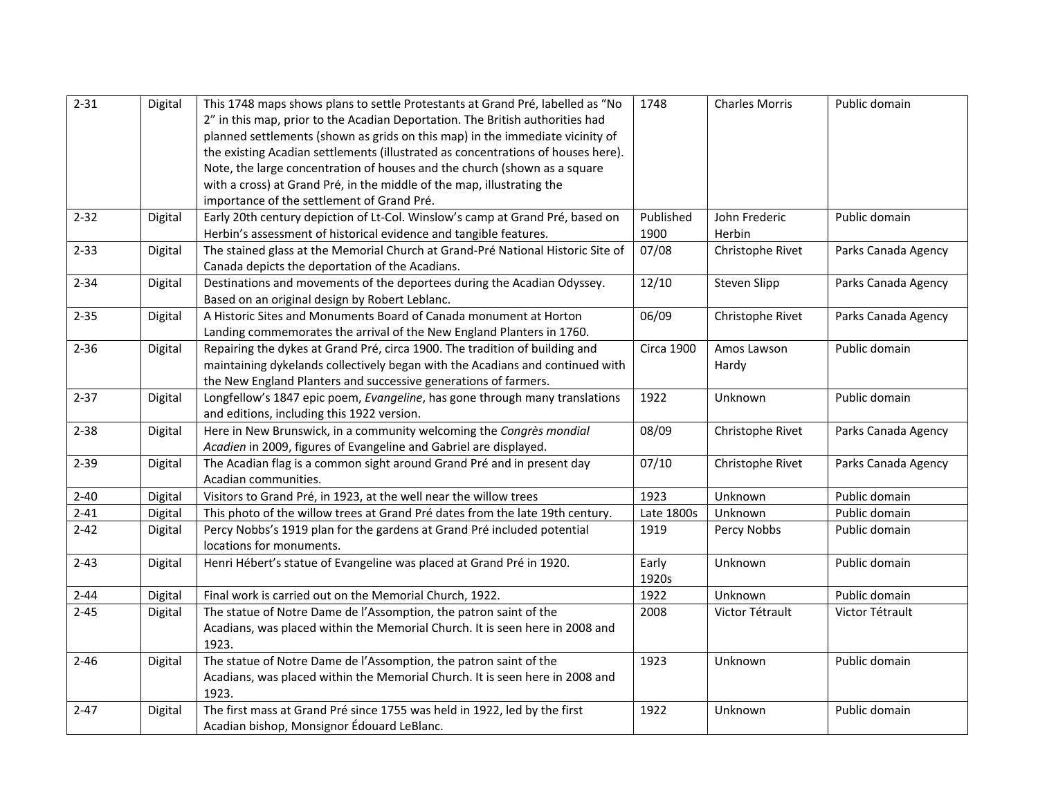| 2-31 | Digital | This 1748 maps shows plans to settle Protestants at Grand Pré, labelled as “No 2” in this map, prior to the Acadian Deportation. The British authorities had planned settlements (shown as grids on this map) in the immediate vicinity of the existing Acadian settlements (illustrated as concentrations of houses here). Note, the large concentration of houses and the church (shown as a square with a cross) at Grand Pré, in the middle of the map, illustrating the importance of the settlement of Grand Pré. | 1748 | Charles Morris | Public domain |
|---|---|---|---|---|---|
| 2-32 | Digital | Early 20th century depiction of Lt-Col. Winslow’s camp at Grand Pré, based on Herbin’s assessment of historical evidence and tangible features. | Published 1900 | John Frederic Herbin | Public domain |
| 2-33 | Digital | The stained glass at the Memorial Church at Grand-Pré National Historic Site of Canada depicts the deportation of the Acadians. | 07/08 | Christophe Rivet | Parks Canada Agency |
| 2-34 | Digital | Destinations and movements of the deportees during the Acadian Odyssey. Based on an original design by Robert Leblanc. | 12/10 | Steven Slipp | Parks Canada Agency |
| 2-35 | Digital | A Historic Sites and Monuments Board of Canada monument at Horton Landing commemorates the arrival of the New England Planters in 1760. | 06/09 | Christophe Rivet | Parks Canada Agency |
| 2-36 | Digital | Repairing the dykes at Grand Pré, circa 1900. The tradition of building and maintaining dykelands collectively began with the Acadians and continued with the New England Planters and successive generations of farmers. | Circa 1900 | Amos Lawson Hardy | Public domain |
| 2-37 | Digital | Longfellow’s 1847 epic poem, *Evangeline*, has gone through many translations and editions, including this 1922 version. | 1922 | Unknown | Public domain |
| 2-38 | Digital | Here in New Brunswick, in a community welcoming the *Congrès mondial Acadien* in 2009, figures of Evangeline and Gabriel are displayed. | 08/09 | Christophe Rivet | Parks Canada Agency |
| 2-39 | Digital | The Acadian flag is a common sight around Grand Pré and in present day Acadian communities. | 07/10 | Christophe Rivet | Parks Canada Agency |
| 2-40 | Digital | Visitors to Grand Pré, in 1923, at the well near the willow trees | 1923 | Unknown | Public domain |
| 2-41 | Digital | This photo of the willow trees at Grand Pré dates from the late 19th century. | Late 1800s | Unknown | Public domain |
| 2-42 | Digital | Percy Nobbs’s 1919 plan for the gardens at Grand Pré included potential locations for monuments. | 1919 | Percy Nobbs | Public domain |
| 2-43 | Digital | Henri Hébert’s statue of Evangeline was placed at Grand Pré in 1920. | Early 1920s | Unknown | Public domain |
| 2-44 | Digital | Final work is carried out on the Memorial Church, 1922. | 1922 | Unknown | Public domain |
| 2-45 | Digital | The statue of Notre Dame de l’Assomption, the patron saint of the Acadians, was placed within the Memorial Church. It is seen here in 2008 and 1923. | 2008 | Victor Tétrault | Victor Tétrault |
| 2-46 | Digital | The statue of Notre Dame de l’Assomption, the patron saint of the Acadians, was placed within the Memorial Church. It is seen here in 2008 and 1923. | 1923 | Unknown | Public domain |
| 2-47 | Digital | The first mass at Grand Pré since 1755 was held in 1922, led by the first Acadian bishop, Monsignor Édouard LeBlanc. | 1922 | Unknown | Public domain |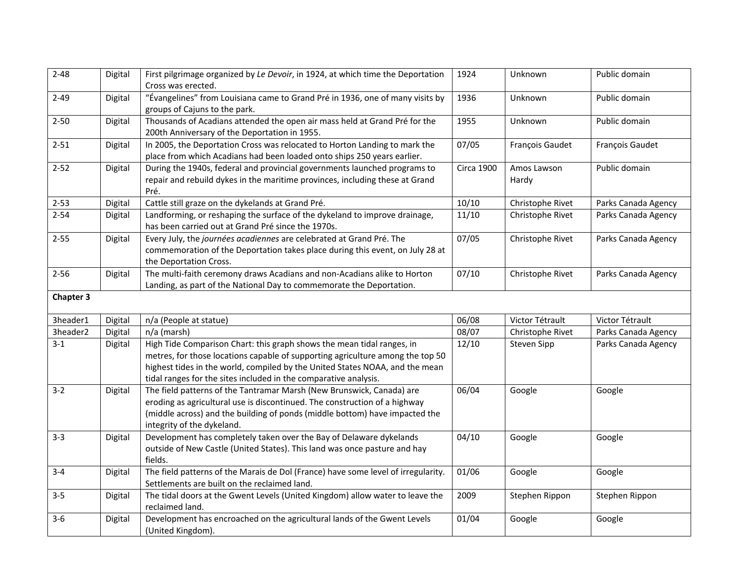| | | | | | |
|---|---|---|---|---|---|
| 2-48 | Digital | First pilgrimage organized by *Le Devoir*, in 1924, at which time the Deportation Cross was erected. | 1924 | Unknown | Public domain |
| 2-49 | Digital | "Évangelines" from Louisiana came to Grand Pré in 1936, one of many visits by groups of Cajuns to the park. | 1936 | Unknown | Public domain |
| 2-50 | Digital | Thousands of Acadians attended the open air mass held at Grand Pré for the 200th Anniversary of the Deportation in 1955. | 1955 | Unknown | Public domain |
| 2-51 | Digital | In 2005, the Deportation Cross was relocated to Horton Landing to mark the place from which Acadians had been loaded onto ships 250 years earlier. | 07/05 | François Gaudet | François Gaudet |
| 2-52 | Digital | During the 1940s, federal and provincial governments launched programs to repair and rebuild dykes in the maritime provinces, including these at Grand Pré. | Circa 1900 | Amos Lawson Hardy | Public domain |
| 2-53 | Digital | Cattle still graze on the dykelands at Grand Pré. | 10/10 | Christophe Rivet | Parks Canada Agency |
| 2-54 | Digital | Landforming, or reshaping the surface of the dykeland to improve drainage, has been carried out at Grand Pré since the 1970s. | 11/10 | Christophe Rivet | Parks Canada Agency |
| 2-55 | Digital | Every July, the *journées acadiennes* are celebrated at Grand Pré. The commemoration of the Deportation takes place during this event, on July 28 at the Deportation Cross. | 07/05 | Christophe Rivet | Parks Canada Agency |
| 2-56 | Digital | The multi-faith ceremony draws Acadians and non-Acadians alike to Horton Landing, as part of the National Day to commemorate the Deportation. | 07/10 | Christophe Rivet | Parks Canada Agency |
| **Chapter 3** | | | | | |
| 3header1 | Digital | n/a (People at statue) | 06/08 | Victor Tétrault | Victor Tétrault |
| 3header2 | Digital | n/a (marsh) | 08/07 | Christophe Rivet | Parks Canada Agency |
| 3-1 | Digital | High Tide Comparison Chart: this graph shows the mean tidal ranges, in metres, for those locations capable of supporting agriculture among the top 50 highest tides in the world, compiled by the United States NOAA, and the mean tidal ranges for the sites included in the comparative analysis. | 12/10 | Steven Sipp | Parks Canada Agency |
| 3-2 | Digital | The field patterns of the Tantramar Marsh (New Brunswick, Canada) are eroding as agricultural use is discontinued. The construction of a highway (middle across) and the building of ponds (middle bottom) have impacted the integrity of the dykeland. | 06/04 | Google | Google |
| 3-3 | Digital | Development has completely taken over the Bay of Delaware dykelands outside of New Castle (United States). This land was once pasture and hay fields. | 04/10 | Google | Google |
| 3-4 | Digital | The field patterns of the Marais de Dol (France) have some level of irregularity. Settlements are built on the reclaimed land. | 01/06 | Google | Google |
| 3-5 | Digital | The tidal doors at the Gwent Levels (United Kingdom) allow water to leave the reclaimed land. | 2009 | Stephen Rippon | Stephen Rippon |
| 3-6 | Digital | Development has encroached on the agricultural lands of the Gwent Levels (United Kingdom). | 01/04 | Google | Google |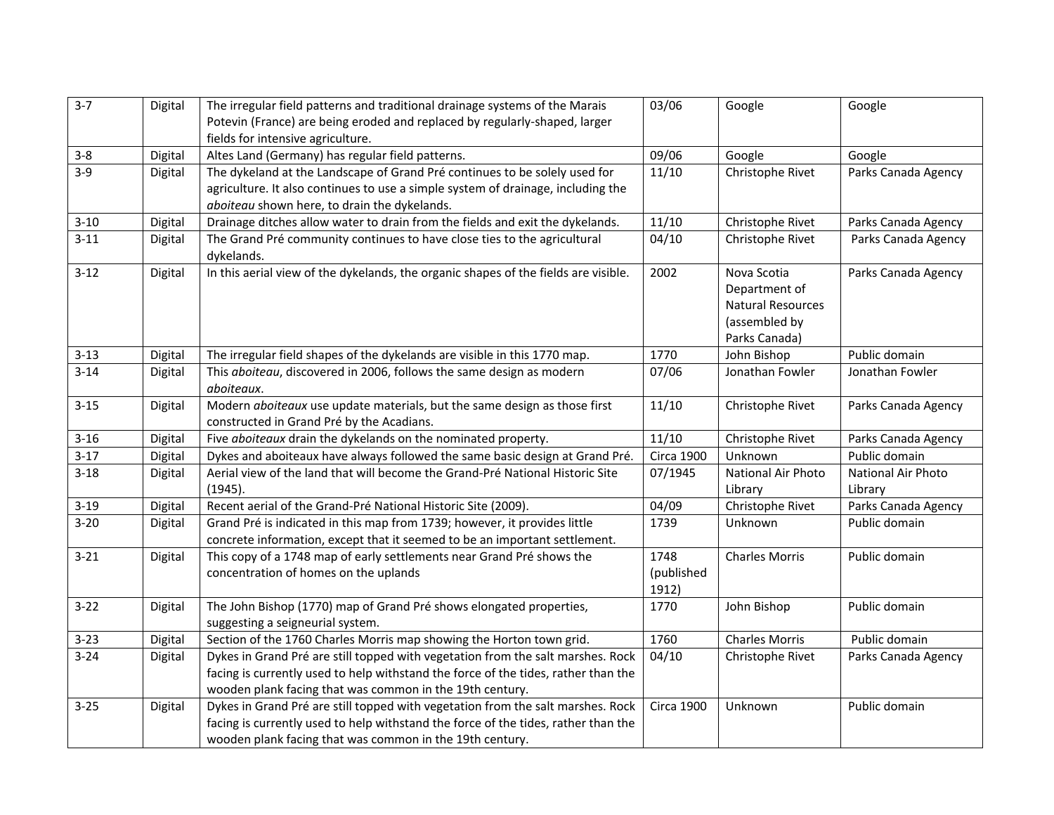| 3-7 | Digital | The irregular field patterns and traditional drainage systems of the Marais Potevin (France) are being eroded and replaced by regularly-shaped, larger fields for intensive agriculture. | 03/06 | Google | Google |
|---|---|---|---|---|---|
| 3-8 | Digital | Altes Land (Germany) has regular field patterns. | 09/06 | Google | Google |
| 3-9 | Digital | The dykeland at the Landscape of Grand Pré continues to be solely used for agriculture. It also continues to use a simple system of drainage, including the *aboiteau* shown here, to drain the dykelands. | 11/10 | Christophe Rivet | Parks Canada Agency |
| 3-10 | Digital | Drainage ditches allow water to drain from the fields and exit the dykelands. | 11/10 | Christophe Rivet | Parks Canada Agency |
| 3-11 | Digital | The Grand Pré community continues to have close ties to the agricultural dykelands. | 04/10 | Christophe Rivet | Parks Canada Agency |
| 3-12 | Digital | In this aerial view of the dykelands, the organic shapes of the fields are visible. | 2002 | Nova Scotia Department of Natural Resources (assembled by Parks Canada) | Parks Canada Agency |
| 3-13 | Digital | The irregular field shapes of the dykelands are visible in this 1770 map. | 1770 | John Bishop | Public domain |
| 3-14 | Digital | This *aboiteau*, discovered in 2006, follows the same design as modern *aboiteaux*. | 07/06 | Jonathan Fowler | Jonathan Fowler |
| 3-15 | Digital | Modern *aboiteaux* use update materials, but the same design as those first constructed in Grand Pré by the Acadians. | 11/10 | Christophe Rivet | Parks Canada Agency |
| 3-16 | Digital | Five *aboiteaux* drain the dykelands on the nominated property. | 11/10 | Christophe Rivet | Parks Canada Agency |
| 3-17 | Digital | Dykes and aboiteaux have always followed the same basic design at Grand Pré. | Circa 1900 | Unknown | Public domain |
| 3-18 | Digital | Aerial view of the land that will become the Grand-Pré National Historic Site (1945). | 07/1945 | National Air Photo Library | National Air Photo Library |
| 3-19 | Digital | Recent aerial of the Grand-Pré National Historic Site (2009). | 04/09 | Christophe Rivet | Parks Canada Agency |
| 3-20 | Digital | Grand Pré is indicated in this map from 1739; however, it provides little concrete information, except that it seemed to be an important settlement. | 1739 | Unknown | Public domain |
| 3-21 | Digital | This copy of a 1748 map of early settlements near Grand Pré shows the concentration of homes on the uplands | 1748 (published 1912) | Charles Morris | Public domain |
| 3-22 | Digital | The John Bishop (1770) map of Grand Pré shows elongated properties, suggesting a seigneurial system. | 1770 | John Bishop | Public domain |
| 3-23 | Digital | Section of the 1760 Charles Morris map showing the Horton town grid. | 1760 | Charles Morris | Public domain |
| 3-24 | Digital | Dykes in Grand Pré are still topped with vegetation from the salt marshes. Rock facing is currently used to help withstand the force of the tides, rather than the wooden plank facing that was common in the 19th century. | 04/10 | Christophe Rivet | Parks Canada Agency |
| 3-25 | Digital | Dykes in Grand Pré are still topped with vegetation from the salt marshes. Rock facing is currently used to help withstand the force of the tides, rather than the wooden plank facing that was common in the 19th century. | Circa 1900 | Unknown | Public domain |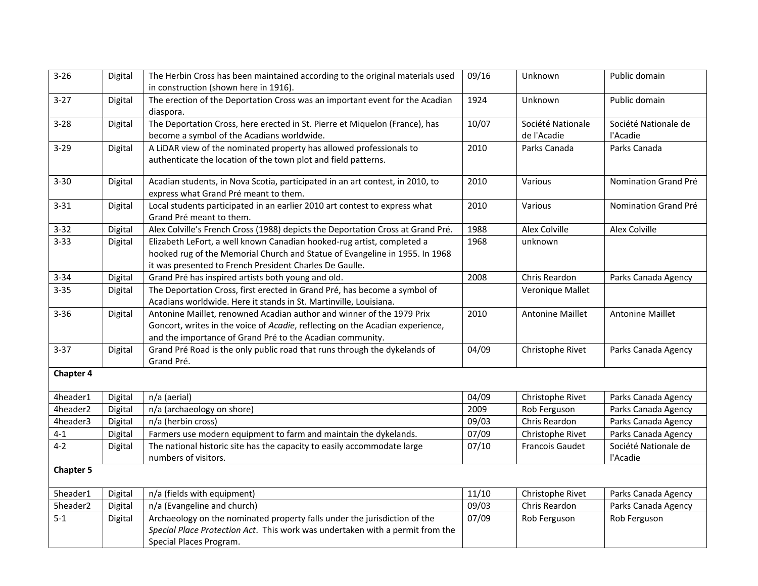| | | | | | |
|---|---|---|---|---|---|
| 3-26 | Digital | The Herbin Cross has been maintained according to the original materials used in construction (shown here in 1916). | 09/16 | Unknown | Public domain |
| 3-27 | Digital | The erection of the Deportation Cross was an important event for the Acadian diaspora. | 1924 | Unknown | Public domain |
| 3-28 | Digital | The Deportation Cross, here erected in St. Pierre et Miquelon (France), has become a symbol of the Acadians worldwide. | 10/07 | Société Nationale de l'Acadie | Société Nationale de l'Acadie |
| 3-29 | Digital | A LiDAR view of the nominated property has allowed professionals to authenticate the location of the town plot and field patterns. | 2010 | Parks Canada | Parks Canada |
| 3-30 | Digital | Acadian students, in Nova Scotia, participated in an art contest, in 2010, to express what Grand Pré meant to them. | 2010 | Various | Nomination Grand Pré |
| 3-31 | Digital | Local students participated in an earlier 2010 art contest to express what Grand Pré meant to them. | 2010 | Various | Nomination Grand Pré |
| 3-32 | Digital | Alex Colville's French Cross (1988) depicts the Deportation Cross at Grand Pré. | 1988 | Alex Colville | Alex Colville |
| 3-33 | Digital | Elizabeth LeFort, a well known Canadian hooked-rug artist, completed a hooked rug of the Memorial Church and Statue of Evangeline in 1955. In 1968 it was presented to French President Charles De Gaulle. | 1968 | unknown | |
| 3-34 | Digital | Grand Pré has inspired artists both young and old. | 2008 | Chris Reardon | Parks Canada Agency |
| 3-35 | Digital | The Deportation Cross, first erected in Grand Pré, has become a symbol of Acadians worldwide. Here it stands in St. Martinville, Louisiana. | | Veronique Mallet | |
| 3-36 | Digital | Antonine Maillet, renowned Acadian author and winner of the 1979 Prix Goncort, writes in the voice of *Acadie*, reflecting on the Acadian experience, and the importance of Grand Pré to the Acadian community. | 2010 | Antonine Maillet | Antonine Maillet |
| 3-37 | Digital | Grand Pré Road is the only public road that runs through the dykelands of Grand Pré. | 04/09 | Christophe Rivet | Parks Canada Agency |
| **Chapter 4** | | | | | |
| 4header1 | Digital | n/a (aerial) | 04/09 | Christophe Rivet | Parks Canada Agency |
| 4header2 | Digital | n/a (archaeology on shore) | 2009 | Rob Ferguson | Parks Canada Agency |
| 4header3 | Digital | n/a (herbin cross) | 09/03 | Chris Reardon | Parks Canada Agency |
| 4-1 | Digital | Farmers use modern equipment to farm and maintain the dykelands. | 07/09 | Christophe Rivet | Parks Canada Agency |
| 4-2 | Digital | The national historic site has the capacity to easily accommodate large numbers of visitors. | 07/10 | Francois Gaudet | Société Nationale de l'Acadie |
| **Chapter 5** | | | | | |
| 5header1 | Digital | n/a (fields with equipment) | 11/10 | Christophe Rivet | Parks Canada Agency |
| 5header2 | Digital | n/a (Evangeline and church) | 09/03 | Chris Reardon | Parks Canada Agency |
| 5-1 | Digital | Archaeology on the nominated property falls under the jurisdiction of the *Special Place Protection Act*. This work was undertaken with a permit from the Special Places Program. | 07/09 | Rob Ferguson | Rob Ferguson |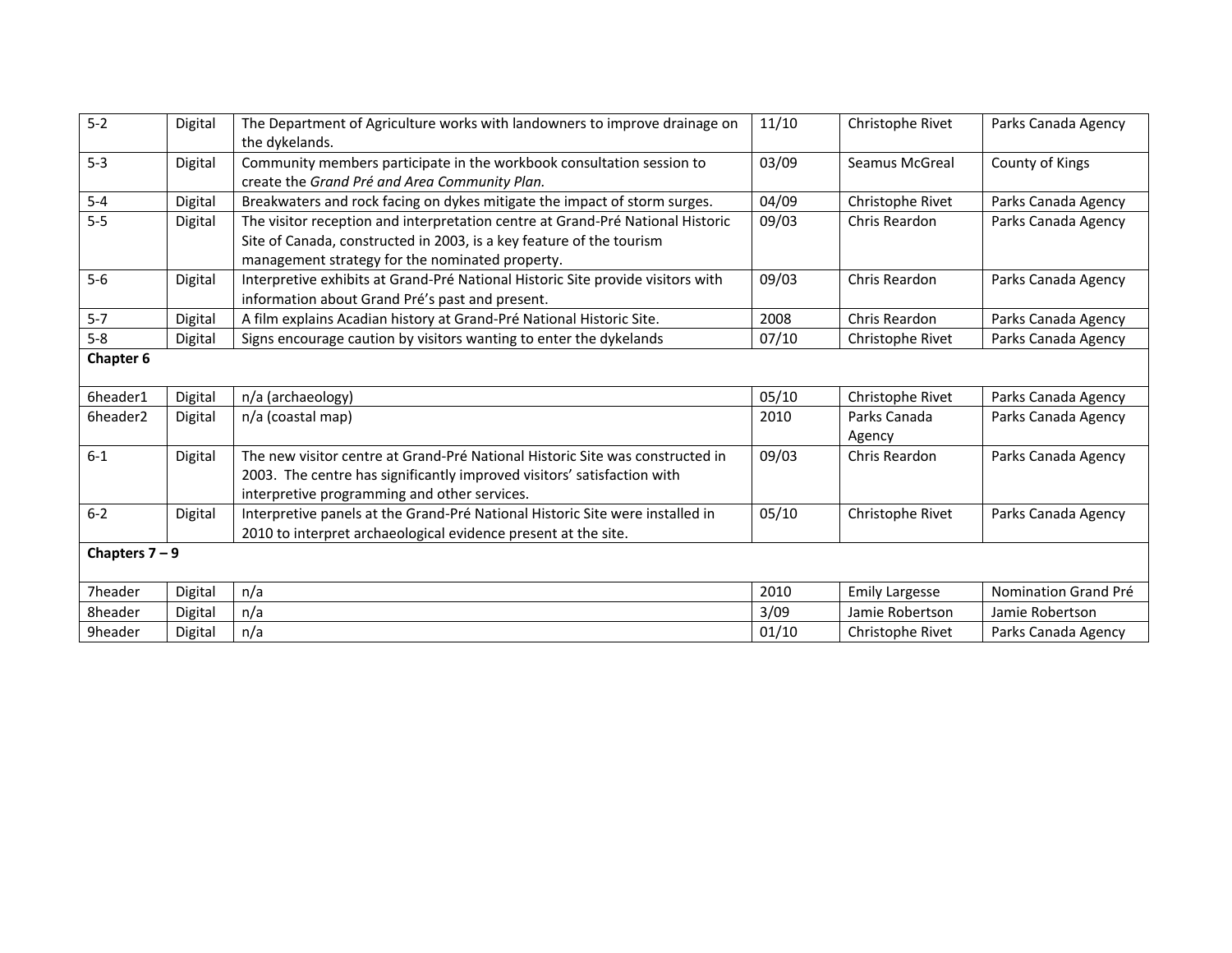| | | | | | |
|---|---|---|---|---|---|
| 5-2 | Digital | The Department of Agriculture works with landowners to improve drainage on the dykelands. | 11/10 | Christophe Rivet | Parks Canada Agency |
| 5-3 | Digital | Community members participate in the workbook consultation session to create the *Grand Pré and Area Community Plan.* | 03/09 | Seamus McGreal | County of Kings |
| 5-4 | Digital | Breakwaters and rock facing on dykes mitigate the impact of storm surges. | 04/09 | Christophe Rivet | Parks Canada Agency |
| 5-5 | Digital | The visitor reception and interpretation centre at Grand-Pré National Historic Site of Canada, constructed in 2003, is a key feature of the tourism management strategy for the nominated property. | 09/03 | Chris Reardon | Parks Canada Agency |
| 5-6 | Digital | Interpretive exhibits at Grand-Pré National Historic Site provide visitors with information about Grand Pré's past and present. | 09/03 | Chris Reardon | Parks Canada Agency |
| 5-7 | Digital | A film explains Acadian history at Grand-Pré National Historic Site. | 2008 | Chris Reardon | Parks Canada Agency |
| 5-8 | Digital | Signs encourage caution by visitors wanting to enter the dykelands | 07/10 | Christophe Rivet | Parks Canada Agency |
| **Chapter 6** | | | | | |
| 6header1 | Digital | n/a (archaeology) | 05/10 | Christophe Rivet | Parks Canada Agency |
| 6header2 | Digital | n/a (coastal map) | 2010 | Parks Canada Agency | Parks Canada Agency |
| 6-1 | Digital | The new visitor centre at Grand-Pré National Historic Site was constructed in 2003. The centre has significantly improved visitors' satisfaction with interpretive programming and other services. | 09/03 | Chris Reardon | Parks Canada Agency |
| 6-2 | Digital | Interpretive panels at the Grand-Pré National Historic Site were installed in 2010 to interpret archaeological evidence present at the site. | 05/10 | Christophe Rivet | Parks Canada Agency |
| **Chapters 7 – 9** | | | | | |
| 7header | Digital | n/a | 2010 | Emily Largesse | Nomination Grand Pré |
| 8header | Digital | n/a | 3/09 | Jamie Robertson | Jamie Robertson |
| 9header | Digital | n/a | 01/10 | Christophe Rivet | Parks Canada Agency |